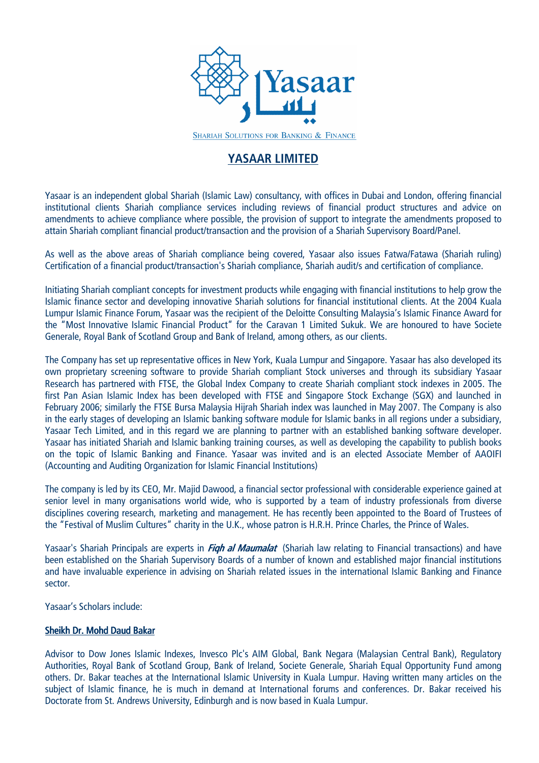Yasaar

يسار

SHARIAH SOLUTIONS FOR BANKING & FINANCE

# YASAAR LIMITED

Yasaar is an independent global Shariah (Islamic Law) consultancy, with offices in Dubai and London, offering financial institutional clients Shariah compliance services including reviews of financial product structures and advice on amendments to achieve compliance where possible, the provision of support to integrate the amendments proposed to attain Shariah compliant financial product/transaction and the provision of a Shariah Supervisory Board/Panel.

As well as the above areas of Shariah compliance being covered, Yasaar also issues Fatwa/Fatawa (Shariah ruling) Certification of a financial product/transaction's Shariah compliance, Shariah audit/s and certification of compliance.

Initiating Shariah compliant concepts for investment products while engaging with financial institutions to help grow the Islamic finance sector and developing innovative Shariah solutions for financial institutional clients. At the 2004 Kuala Lumpur Islamic Finance Forum, Yasaar was the recipient of the Deloitte Consulting Malaysia's Islamic Finance Award for the "Most Innovative Islamic Financial Product" for the Caravan 1 Limited Sukuk. We are honoured to have Societe Generale, Royal Bank of Scotland Group and Bank of Ireland, among others, as our clients.

The Company has set up representative offices in New York, Kuala Lumpur and Singapore. Yasaar has also developed its own proprietary screening software to provide Shariah compliant Stock universes and through its subsidiary Yasaar Research has partnered with FTSE, the Global Index Company to create Shariah compliant stock indexes in 2005. The first Pan Asian Islamic Index has been developed with FTSE and Singapore Stock Exchange (SGX) and launched in February 2006; similarly the FTSE Bursa Malaysia Hijrah Shariah index was launched in May 2007. The Company is also in the early stages of developing an Islamic banking software module for Islamic banks in all regions under a subsidiary, Yasaar Tech Limited, and in this regard we are planning to partner with an established banking software developer. Yasaar has initiated Shariah and Islamic banking training courses, as well as developing the capability to publish books on the topic of Islamic Banking and Finance. Yasaar was invited and is an elected Associate Member of AAOIFI (Accounting and Auditing Organization for Islamic Financial Institutions)

The company is led by its CEO, Mr. Majid Dawood, a financial sector professional with considerable experience gained at senior level in many organisations world wide, who is supported by a team of industry professionals from diverse disciplines covering research, marketing and management. He has recently been appointed to the Board of Trustees of the "Festival of Muslim Cultures" charity in the U.K., whose patron is H.R.H. Prince Charles, the Prince of Wales.

Yasaar's Shariah Principals are experts in ***Fiqh al Maumalat*** (Shariah law relating to Financial transactions) and have been established on the Shariah Supervisory Boards of a number of known and established major financial institutions and have invaluable experience in advising on Shariah related issues in the international Islamic Banking and Finance sector.

Yasaar's Scholars include:

### Sheikh Dr. Mohd Daud Bakar

Advisor to Dow Jones Islamic Indexes, Invesco Plc's AIM Global, Bank Negara (Malaysian Central Bank), Regulatory Authorities, Royal Bank of Scotland Group, Bank of Ireland, Societe Generale, Shariah Equal Opportunity Fund among others. Dr. Bakar teaches at the International Islamic University in Kuala Lumpur. Having written many articles on the subject of Islamic finance, he is much in demand at International forums and conferences. Dr. Bakar received his Doctorate from St. Andrews University, Edinburgh and is now based in Kuala Lumpur.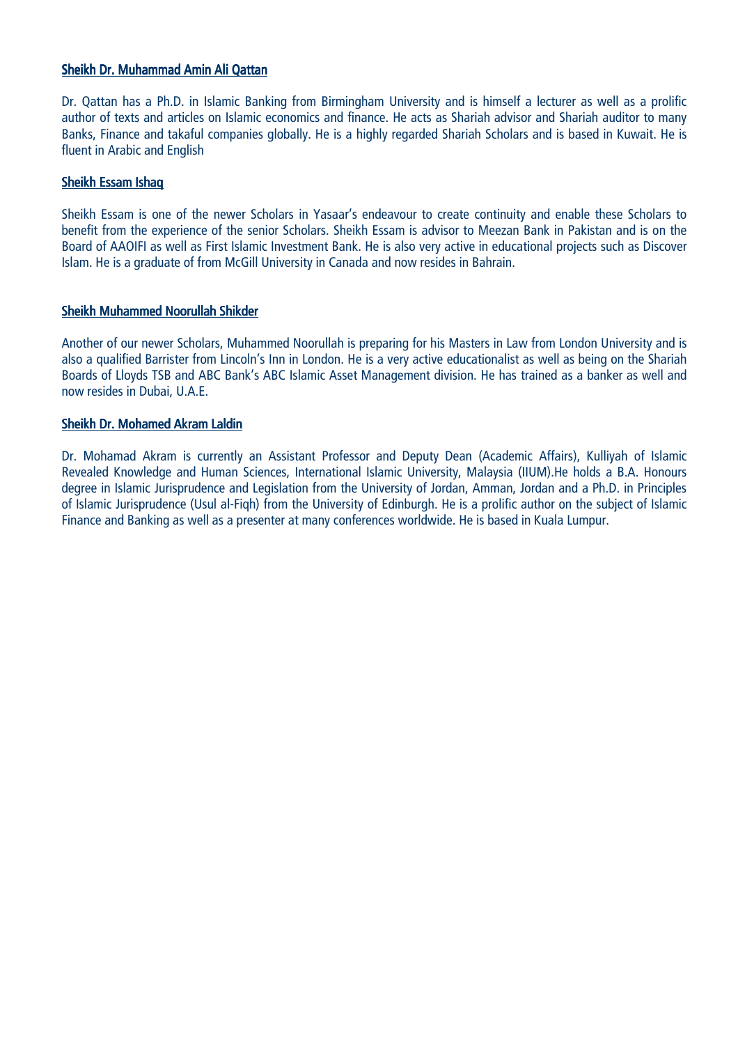### Sheikh Dr. Muhammad Amin Ali Qattan

Dr. Qattan has a Ph.D. in Islamic Banking from Birmingham University and is himself a lecturer as well as a prolific author of texts and articles on Islamic economics and finance. He acts as Shariah advisor and Shariah auditor to many Banks, Finance and takaful companies globally. He is a highly regarded Shariah Scholars and is based in Kuwait. He is fluent in Arabic and English

### Sheikh Essam Ishaq

Sheikh Essam is one of the newer Scholars in Yasaar's endeavour to create continuity and enable these Scholars to benefit from the experience of the senior Scholars. Sheikh Essam is advisor to Meezan Bank in Pakistan and is on the Board of AAOIFI as well as First Islamic Investment Bank. He is also very active in educational projects such as Discover Islam. He is a graduate of from McGill University in Canada and now resides in Bahrain.

### Sheikh Muhammed Noorullah Shikder

Another of our newer Scholars, Muhammed Noorullah is preparing for his Masters in Law from London University and is also a qualified Barrister from Lincoln's Inn in London. He is a very active educationalist as well as being on the Shariah Boards of Lloyds TSB and ABC Bank's ABC Islamic Asset Management division. He has trained as a banker as well and now resides in Dubai, U.A.E.

### Sheikh Dr. Mohamed Akram Laldin

Dr. Mohamad Akram is currently an Assistant Professor and Deputy Dean (Academic Affairs), Kulliyah of Islamic Revealed Knowledge and Human Sciences, International Islamic University, Malaysia (IIUM).He holds a B.A. Honours degree in Islamic Jurisprudence and Legislation from the University of Jordan, Amman, Jordan and a Ph.D. in Principles of Islamic Jurisprudence (Usul al-Fiqh) from the University of Edinburgh. He is a prolific author on the subject of Islamic Finance and Banking as well as a presenter at many conferences worldwide. He is based in Kuala Lumpur.